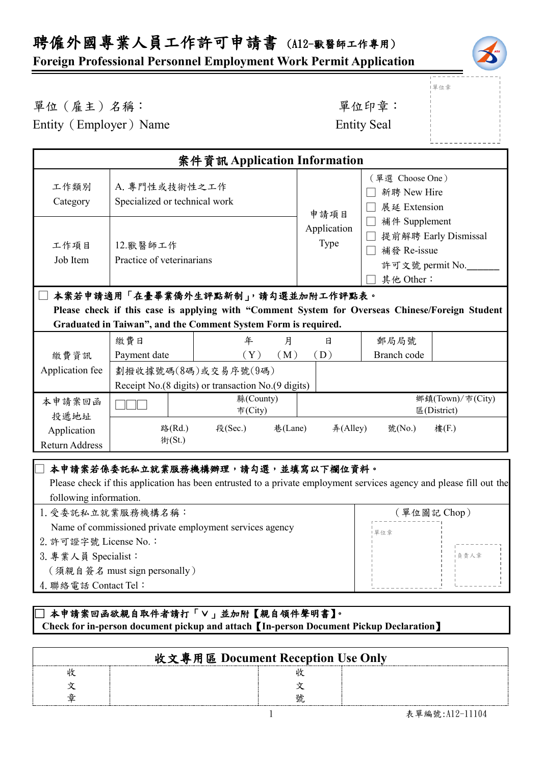# 聘僱外國專業人員工作許可申請書 (A12-獸醫師工作專用)

## Foreign Professional Personnel Employment Work Permit Application

單位（雇主）名稱：
Entity（Employer）Name

單位印章：
Entity Seal

單位章

| 案件資訊 Application Information | | | |
|---|---|---|---|
| 工作類別 Category | A. 專門性或技術性之工作 Specialized or technical work | 申請項目 Application Type | （單選 Choose One）<br>☐ 新聘 New Hire<br>☐ 展延 Extension<br>☐ 補件 Supplement<br>☐ 提前解聘 Early Dismissal<br>☐ 補發 Re-issue<br>許可文號 permit No.\_\_\_\_\_\_<br>☐ 其他 Other： |
| 工作項目 Job Item | 12.獸醫師工作 Practice of veterinarians | | |

☐ **本案若申請適用「在臺畢業僑外生評點新制」，請勾選並加附工作評點表。**
**Please check if this case is applying with "Comment System for Overseas Chinese/Foreign Student Graduated in Taiwan", and the Comment System Form is required.**

| | | | | |
|---|---|---|---|---|
| 繳費資訊 Application fee | 繳費日 Payment date | 年（Y） 月（M） 日（D） | 郵局局號 Branch code | |
| | 劃撥收據號碼(8碼)或交易序號(9碼) Receipt No.(8 digits) or transaction No.(9 digits) | | | |
| 本申請案回函投遞地址 Application Return Address | ☐☐☐ | 縣(County) 市(City) | 鄉鎮(Town)/市(City) 區(District) | |
| | 路(Rd.) 街(St.) 段(Sec.) 巷(Lane) 弄(Alley) 號(No.) 樓(F.) | | | |

☐ **本申請案若係委託私立就業服務機構辦理，請勾選，並填寫以下欄位資料。**
Please check if this application has been entrusted to a private employment services agency and please fill out the following information.

| | |
|---|---|
| 1. 受委託私立就業服務機構名稱：<br>Name of commissioned private employment services agency<br>2. 許可證字號 License No.：<br>3. 專業人員 Specialist：<br>（須親自簽名 must sign personally）<br>4. 聯絡電話 Contact Tel： | （單位圖記 Chop）<br>單位章 負責人章 |

☐ **本申請案回函欲親自取件者請打「∨」並加附【親自領件聲明書】。**
**Check for in-person document pickup and attach【In-person Document Pickup Declaration】**

| 收文專用區 Document Reception Use Only | | | |
|---|---|---|---|
| 收文章 | | 收文號 | |

表單編號:A12-11104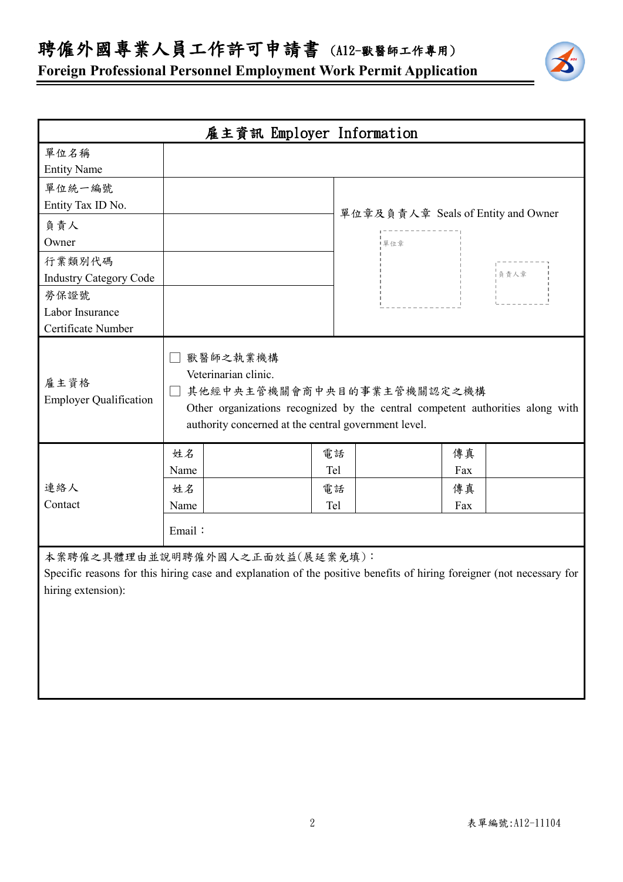# 聘僱外國專業人員工作許可申請書（A12-獸醫師工作專用）

**Foreign Professional Personnel Employment Work Permit Application**

| 雇主資訊 Employer Information | | | | | | |
|---|---|---|---|---|---|---|
| 單位名稱 Entity Name | | | | | | |
| 單位統一編號 Entity Tax ID No. | | 單位章及負責人章 Seals of Entity and Owner<br>單位章<br>負責人章 | | | | |
| 負責人 Owner | | | | | | |
| 行業類別代碼 Industry Category Code | | | | | | |
| 勞保證號 Labor Insurance Certificate Number | | | | | | |
| 雇主資格 Employer Qualification | ☐ 獸醫師之執業機構 Veterinarian clinic.<br>☐ 其他經中央主管機關會商中央目的事業主管機關認定之機構 Other organizations recognized by the central competent authorities along with authority concerned at the central government level. | | | | | |
| 連絡人 Contact | 姓名 Name | | 電話 Tel | | 傳真 Fax | |
| | 姓名 Name | | 電話 Tel | | 傳真 Fax | |
| | Email： | | | | | |

本案聘僱之具體理由並說明聘僱外國人之正面效益(展延案免填)：

Specific reasons for this hiring case and explanation of the positive benefits of hiring foreigner (not necessary for hiring extension):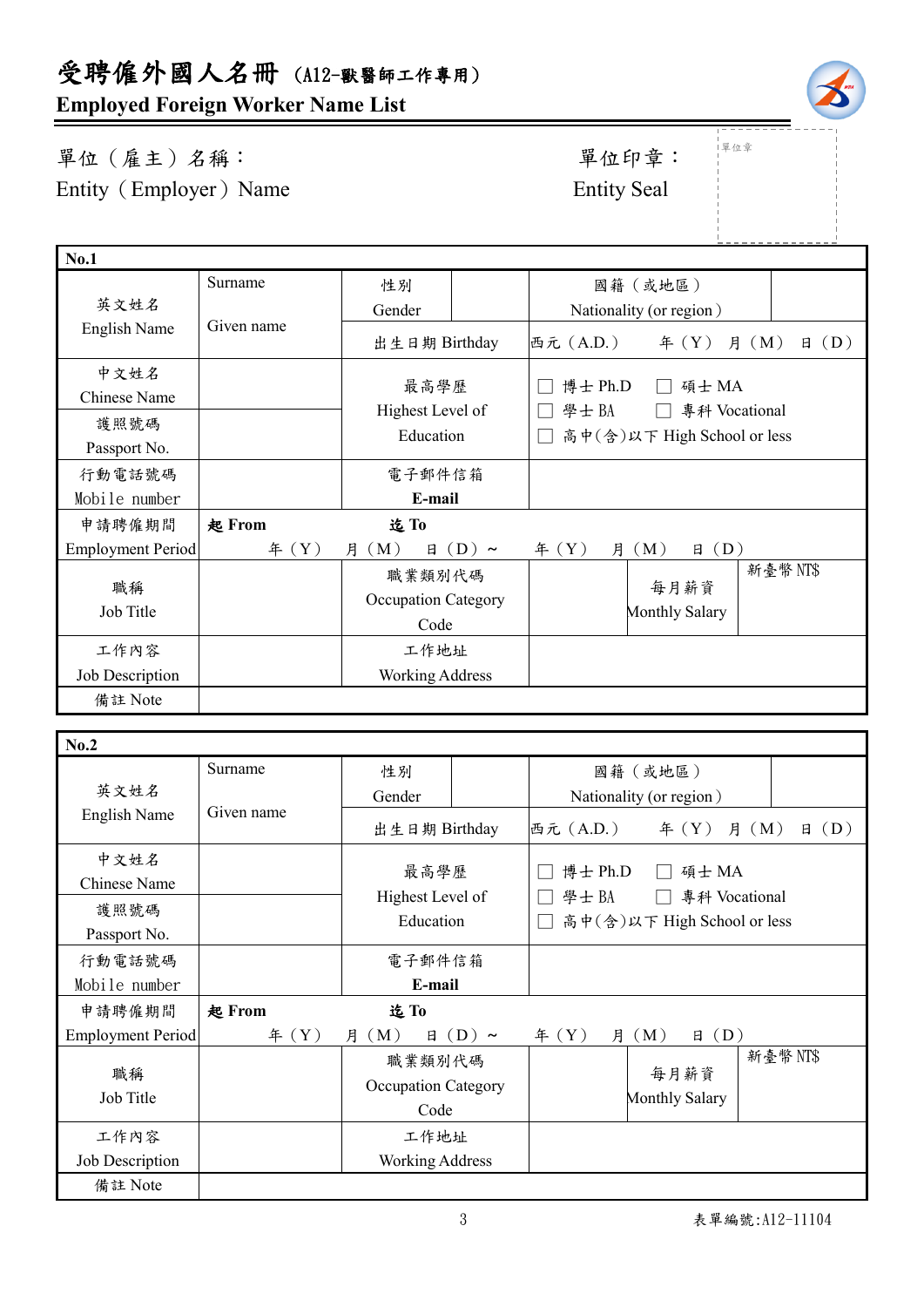# 受聘僱外國人名冊（A12-獸醫師工作專用）

## Employed Foreign Worker Name List

單位（雇主）名稱：
Entity（Employer）Name

單位印章：
Entity Seal

單位章

| No.1 | | | | | | |
|---|---|---|---|---|---|---|
| 英文姓名 English Name | Surname<br>Given name | 性別 Gender | | 國籍（或地區） Nationality (or region) | | |
| | | 出生日期 Birthday | 西元（A.D.） 年（Y） 月（M） 日（D） | | | |
| 中文姓名 Chinese Name | | 最高學歷 Highest Level of Education | ☐ 博士 Ph.D ☐ 碩士 MA<br>☐ 學士 BA ☐ 專科 Vocational<br>☐ 高中(含)以下 High School or less | | | |
| 護照號碼 Passport No. | | | | | | |
| 行動電話號碼 Mobile number | | 電子郵件信箱 **E-mail** | | | | |
| 申請聘僱期間 Employment Period | **起 From** 年（Y） 月（M） 日（D）～ | **迄 To** 年（Y） 月（M） 日（D） | | | | |
| 職稱 Job Title | | 職業類別代碼 Occupation Category Code | | 每月薪資 Monthly Salary | 新臺幣 NT$ | |
| 工作內容 Job Description | | 工作地址 Working Address | | | | |
| 備註 Note | | | | | | |

| No.2 | | | | | | |
|---|---|---|---|---|---|---|
| 英文姓名 English Name | Surname<br>Given name | 性別 Gender | | 國籍（或地區） Nationality (or region) | | |
| | | 出生日期 Birthday | 西元（A.D.） 年（Y） 月（M） 日（D） | | | |
| 中文姓名 Chinese Name | | 最高學歷 Highest Level of Education | ☐ 博士 Ph.D ☐ 碩士 MA<br>☐ 學士 BA ☐ 專科 Vocational<br>☐ 高中(含)以下 High School or less | | | |
| 護照號碼 Passport No. | | | | | | |
| 行動電話號碼 Mobile number | | 電子郵件信箱 **E-mail** | | | | |
| 申請聘僱期間 Employment Period | **起 From** 年（Y） 月（M） 日（D）～ | **迄 To** 年（Y） 月（M） 日（D） | | | | |
| 職稱 Job Title | | 職業類別代碼 Occupation Category Code | | 每月薪資 Monthly Salary | 新臺幣 NT$ | |
| 工作內容 Job Description | | 工作地址 Working Address | | | | |
| 備註 Note | | | | | | |

表單編號:A12-11104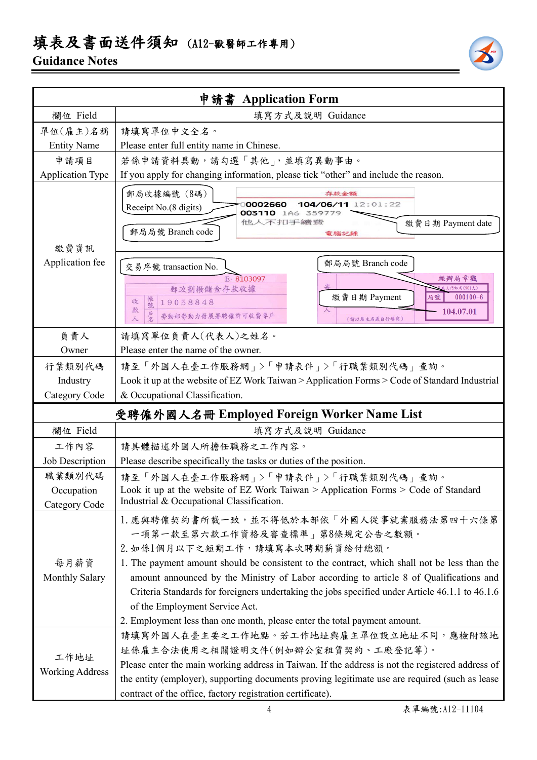# 填表及書面送件須知（A12-獸醫師工作專用）

**Guidance Notes**

| 申請書 Application Form | |
|---|---|
| 欄位 Field | 填寫方式及說明 Guidance |
| 單位(雇主)名稱 Entity Name | 請填寫單位中文全名。<br>Please enter full entity name in Chinese. |
| 申請項目 Application Type | 若係申請資料異動，請勾選「其他」，並填寫異動事由。<br>If you apply for changing information, please tick "other" and include the reason. |
| 繳費資訊 Application fee | 郵局收據編號（8碼） Receipt No.(8 digits)<br>郵局局號 Branch code<br>繳費日期 Payment date<br>存款金額<br>00002660 104/06/11 12:01:22<br>003110 1A6 359779<br>他人不扣手續費<br>電腦記錄<br>交易序號 transaction No.<br>郵局局號 Branch code<br>繳費日期 Payment<br>E- 8103097<br>郵政劃撥儲金存款收據<br>收款人 帳號 19058848<br>戶名 勞動部勞動力發展署聘僱許可收費專戶<br>經辦局章戳<br>局號 000100-6<br>104.07.01 |
| 負責人 Owner | 請填寫單位負責人(代表人)之姓名。<br>Please enter the name of the owner. |
| 行業類別代碼 Industry Category Code | 請至「外國人在臺工作服務網」>「申請表件」>「行職業類別代碼」查詢。<br>Look it up at the website of EZ Work Taiwan > Application Forms > Code of Standard Industrial & Occupational Classification. |

| 受聘僱外國人名冊 Employed Foreign Worker Name List | |
|---|---|
| 欄位 Field | 填寫方式及說明 Guidance |
| 工作內容 Job Description | 請具體描述外國人所擔任職務之工作內容。<br>Please describe specifically the tasks or duties of the position. |
| 職業類別代碼 Occupation Category Code | 請至「外國人在臺工作服務網」>「申請表件」>「行職業類別代碼」查詢。<br>Look it up at the website of EZ Work Taiwan > Application Forms > Code of Standard Industrial & Occupational Classification. |
| 每月薪資 Monthly Salary | 1. 應與聘僱契約書所載一致，並不得低於本部依「外國人從事就業服務法第四十六條第一項第一款至第六款工作資格及審查標準」第8條規定公告之數額。<br>2. 如係1個月以下之短期工作，請填寫本次聘期薪資給付總額。<br>1. The payment amount should be consistent to the contract, which shall not be less than the amount announced by the Ministry of Labor according to article 8 of Qualifications and Criteria Standards for foreigners undertaking the jobs specified under Article 46.1.1 to 46.1.6 of the Employment Service Act.<br>2. Employment less than one month, please enter the total payment amount. |
| 工作地址 Working Address | 請填寫外國人在臺主要之工作地點。若工作地址與雇主單位設立地址不同，應檢附該地址係雇主合法使用之相關證明文件(例如辦公室租賃契約、工廠登記等)。<br>Please enter the main working address in Taiwan. If the address is not the registered address of the entity (employer), supporting documents proving legitimate use are required (such as lease contract of the office, factory registration certificate). |

表單編號:A12-11104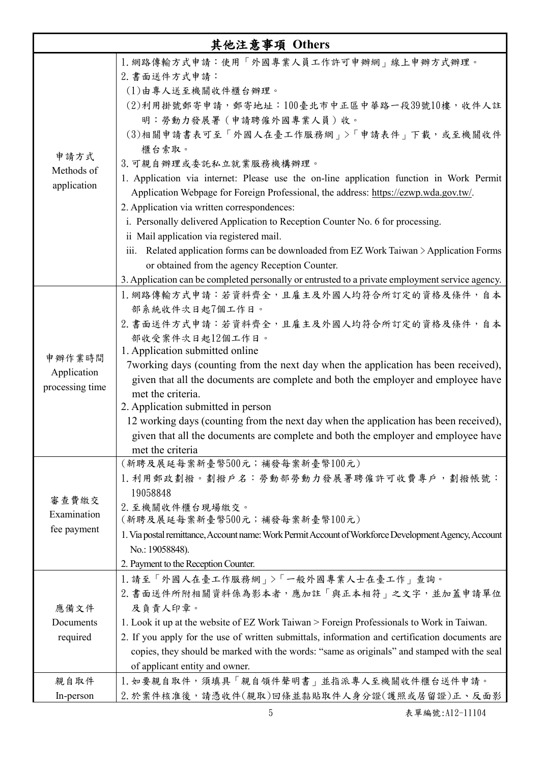| 其他注意事項 Others | |
|---|---|
| 申請方式<br>Methods of application | 1. 網路傳輸方式申請：使用「外國專業人員工作許可申辦網」線上申辦方式辦理。<br>2. 書面送件方式申請：<br>(1)由專人送至機關收件櫃台辦理。<br>(2)利用掛號郵寄申請，郵寄地址：100臺北市中正區中華路一段39號10樓，收件人註明：勞動力發展署（申請聘僱外國專業人員）收。<br>(3)相關申請書表可至「外國人在臺工作服務網」>「申請表件」下載，或至機關收件櫃台索取。<br>3. 可親自辦理或委託私立就業服務機構辦理。<br>1. Application via internet: Please use the on-line application function in Work Permit Application Webpage for Foreign Professional, the address: https://ezwp.wda.gov.tw/.<br>2. Application via written correspondences:<br>i. Personally delivered Application to Reception Counter No. 6 for processing.<br>ii Mail application via registered mail.<br>iii. Related application forms can be downloaded from EZ Work Taiwan > Application Forms or obtained from the agency Reception Counter.<br>3. Application can be completed personally or entrusted to a private employment service agency. |
| 申辦作業時間<br>Application processing time | 1. 網路傳輸方式申請：若資料齊全，且雇主及外國人均符合所訂定的資格及條件，自本部系統收件次日起7個工作日。<br>2. 書面送件方式申請：若資料齊全，且雇主及外國人均符合所訂定的資格及條件，自本部收受案件次日起12個工作日。<br>1. Application submitted online<br>7working days (counting from the next day when the application has been received), given that all the documents are complete and both the employer and employee have met the criteria.<br>2. Application submitted in person<br>12 working days (counting from the next day when the application has been received), given that all the documents are complete and both the employer and employee have met the criteria |
| 審查費繳交<br>Examination fee payment | (新聘及展延每案新臺幣500元；補發每案新臺幣100元)<br>1. 利用郵政劃撥。劃撥戶名：勞動部勞動力發展署聘僱許可收費專戶，劃撥帳號：19058848<br>2. 至機關收件櫃台現場繳交。<br>(新聘及展延每案新臺幣500元；補發每案新臺幣100元)<br>1. Via postal remittance, Account name: Work Permit Account of Workforce Development Agency, Account No.: 19058848).<br>2. Payment to the Reception Counter. |
| 應備文件<br>Documents required | 1. 請至「外國人在臺工作服務網」>「一般外國專業人士在臺工作」查詢。<br>2. 書面送件所附相關資料係為影本者，應加註「與正本相符」之文字，並加蓋申請單位及負責人印章。<br>1. Look it up at the website of EZ Work Taiwan > Foreign Professionals to Work in Taiwan.<br>2. If you apply for the use of written submittals, information and certification documents are copies, they should be marked with the words: "same as originals" and stamped with the seal of applicant entity and owner. |
| 親自取件<br>In-person | 1. 如要親自取件，須填具「親自領件聲明書」並指派專人至機關收件櫃台送件申請。<br>2. 於案件核准後，請憑收件(親取)回條並黏貼取件人身分證(護照或居留證)正、反面影 |

表單編號:A12-11104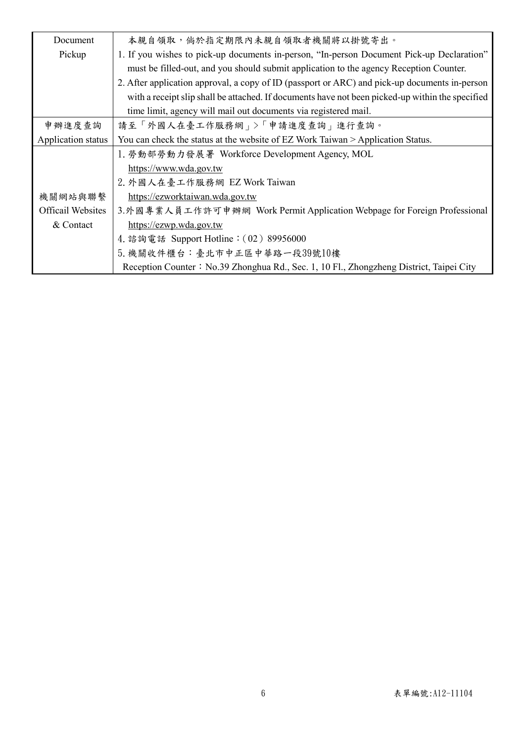| | |
|---|---|
| Document Pickup | 本親自領取，倘於指定期限內未親自領取者機關將以掛號寄出。<br>1. If you wishes to pick-up documents in-person, "In-person Document Pick-up Declaration" must be filled-out, and you should submit application to the agency Reception Counter.<br>2. After application approval, a copy of ID (passport or ARC) and pick-up documents in-person with a receipt slip shall be attached. If documents have not been picked-up within the specified time limit, agency will mail out documents via registered mail. |
| 申辦進度查詢<br>Application status | 請至「外國人在臺工作服務網」>「申請進度查詢」進行查詢。<br>You can check the status at the website of EZ Work Taiwan > Application Status. |
| 機關網站與聯繫<br>Officail Websites & Contact | 1. 勞動部勞動力發展署 Workforce Development Agency, MOL<br>https://www.wda.gov.tw<br>2. 外國人在臺工作服務網 EZ Work Taiwan<br>https://ezworktaiwan.wda.gov.tw<br>3.外國專業人員工作許可申辦網 Work Permit Application Webpage for Foreign Professional<br>https://ezwp.wda.gov.tw<br>4. 諮詢電話 Support Hotline：(02) 89956000<br>5. 機關收件櫃台：臺北市中正區中華路一段39號10樓<br>Reception Counter：No.39 Zhonghua Rd., Sec. 1, 10 Fl., Zhongzheng District, Taipei City |

表單編號:A12-11104